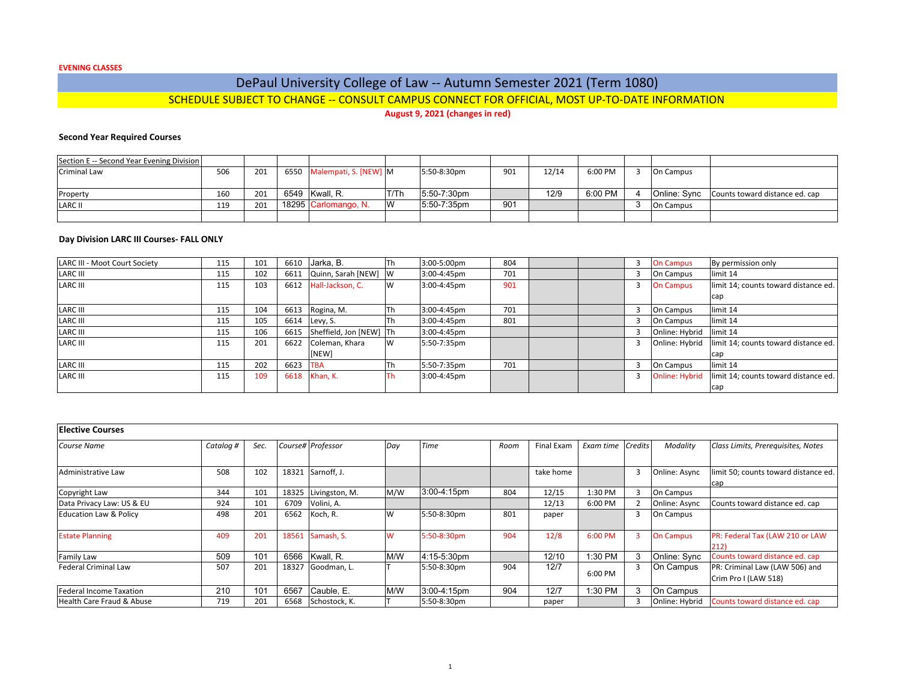**EVENING CLASSES**

# DePaul University College of Law -- Autumn Semester 2021 (Term 1080)

## SCHEDULE SUBJECT TO CHANGE -- CONSULT CAMPUS CONNECT FOR OFFICIAL, MOST UP-TO-DATE INFORMATION

**August 9, 2021 (changes in red)**

### Second Year Required Courses

| Section E -- Second Year Evening Division | | | | | | | | | | | | |
|---|---|---|---|---|---|---|---|---|---|---|---|---|
| Criminal Law | 506 | 201 | 6550 | Malempati, S. [NEW] | M | 5:50-8:30pm | 901 | 12/14 | 6:00 PM | 3 | On Campus | |
| Property | 160 | 201 | 6549 | Kwall, R. | T/Th | 5:50-7:30pm | | 12/9 | 6:00 PM | 4 | Online: Sync | Counts toward distance ed. cap |
| LARC II | 119 | 201 | 18295 | Carlomango, N. | W | 5:50-7:35pm | 901 | | | 3 | On Campus | |

### Day Division LARC III Courses- FALL ONLY

| Course Name | Catalog # | Sec. | Course# | Professor | Day | Time | Room | Final Exam | Exam time | Credits | Modality | Class Limits, Prerequisites, Notes |
|---|---|---|---|---|---|---|---|---|---|---|---|---|
| LARC III - Moot Court Society | 115 | 101 | 6610 | Jarka, B. | Th | 3:00-5:00pm | 804 | | | 3 | On Campus | By permission only |
| LARC III | 115 | 102 | 6611 | Quinn, Sarah [NEW] | W | 3:00-4:45pm | 701 | | | 3 | On Campus | limit 14 |
| LARC III | 115 | 103 | 6612 | Hall-Jackson, C. | W | 3:00-4:45pm | 901 | | | 3 | On Campus | limit 14; counts toward distance ed. cap |
| LARC III | 115 | 104 | 6613 | Rogina, M. | Th | 3:00-4:45pm | 701 | | | 3 | On Campus | limit 14 |
| LARC III | 115 | 105 | 6614 | Levy, S. | Th | 3:00-4:45pm | 801 | | | 3 | On Campus | limit 14 |
| LARC III | 115 | 106 | 6615 | Sheffield, Jon [NEW] | Th | 3:00-4:45pm | | | | 3 | Online: Hybrid | limit 14 |
| LARC III | 115 | 201 | 6622 | Coleman, Khara [NEW] | W | 5:50-7:35pm | | | | 3 | Online: Hybrid | limit 14; counts toward distance ed. cap |
| LARC III | 115 | 202 | 6623 | TBA | Th | 5:50-7:35pm | 701 | | | 3 | On Campus | limit 14 |
| LARC III | 115 | 109 | 6618 | Khan, K. | Th | 3:00-4:45pm | | | | 3 | Online: Hybrid | limit 14; counts toward distance ed. cap |

### Elective Courses

| Course Name | Catalog # | Sec. | Course# | Professor | Day | Time | Room | Final Exam | Exam time | Credits | Modality | Class Limits, Prerequisites, Notes |
|---|---|---|---|---|---|---|---|---|---|---|---|---|
| Administrative Law | 508 | 102 | 18321 | Sarnoff, J. | | | | take home | | 3 | Online: Async | limit 50; counts toward distance ed. cap |
| Copyright Law | 344 | 101 | 18325 | Livingston, M. | M/W | 3:00-4:15pm | 804 | 12/15 | 1:30 PM | 3 | On Campus | |
| Data Privacy Law: US & EU | 924 | 101 | 6709 | Volini, A. | | | | 12/13 | 6:00 PM | 2 | Online: Async | Counts toward distance ed. cap |
| Education Law & Policy | 498 | 201 | 6562 | Koch, R. | W | 5:50-8:30pm | 801 | paper | | 3 | On Campus | |
| Estate Planning | 409 | 201 | 18561 | Samash, S. | W | 5:50-8:30pm | 904 | 12/8 | 6:00 PM | 3 | On Campus | PR: Federal Tax (LAW 210 or LAW 212) |
| Family Law | 509 | 101 | 6566 | Kwall, R. | M/W | 4:15-5:30pm | | 12/10 | 1:30 PM | 3 | Online: Sync | Counts toward distance ed. cap |
| Federal Criminal Law | 507 | 201 | 18327 | Goodman, L. | T | 5:50-8:30pm | 904 | 12/7 | 6:00 PM | 3 | On Campus | PR: Criminal Law (LAW 506) and Crim Pro I (LAW 518) |
| Federal Income Taxation | 210 | 101 | 6567 | Cauble, E. | M/W | 3:00-4:15pm | 904 | 12/7 | 1:30 PM | 3 | On Campus | |
| Health Care Fraud & Abuse | 719 | 201 | 6568 | Schostock, K. | T | 5:50-8:30pm | | paper | | 3 | Online: Hybrid | Counts toward distance ed. cap |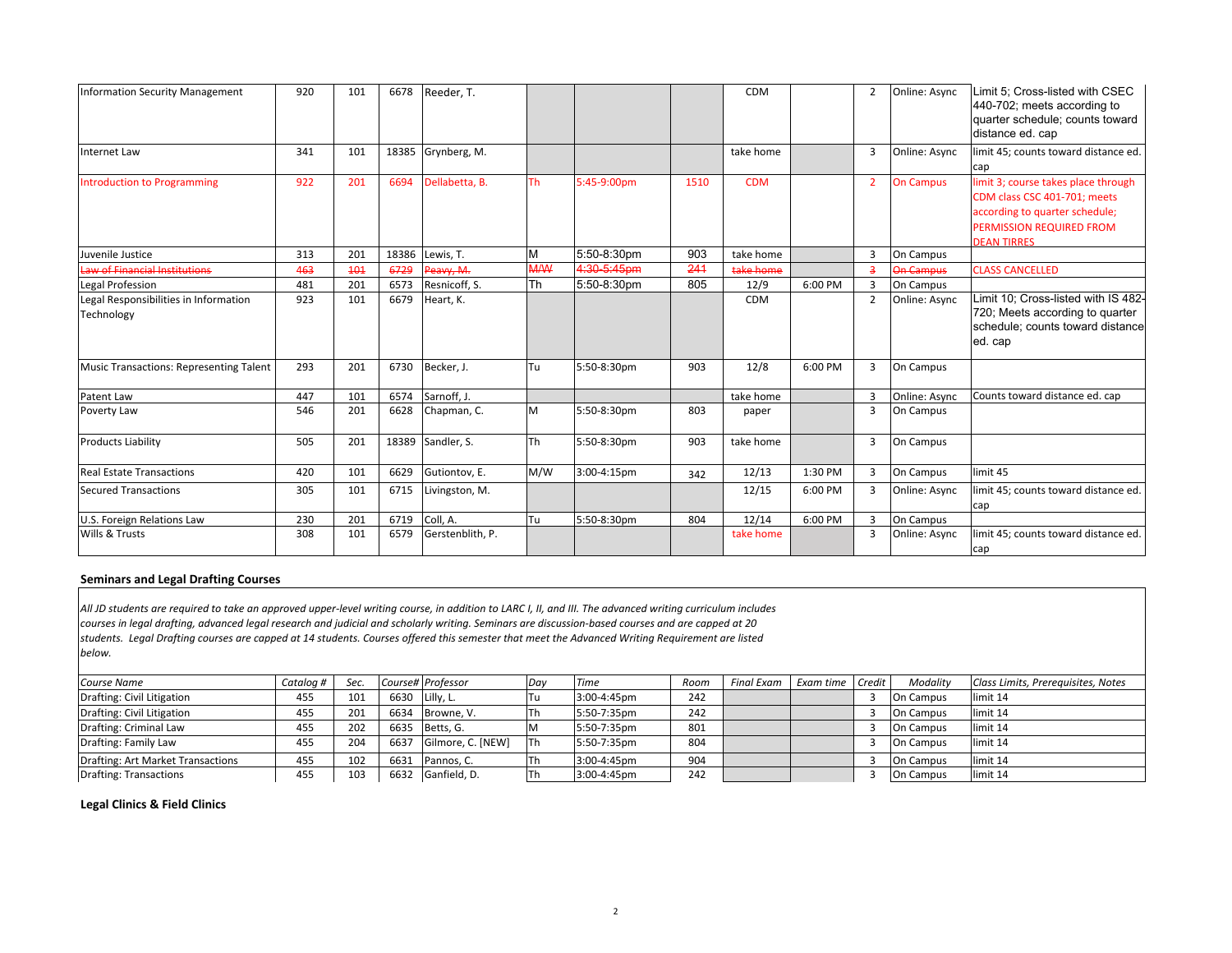| Course Name | Catalog # | Sec. | Course# | Professor | Day | Time | Room | Final Exam | Exam time | Credit | Modality | Class Limits, Prerequisites, Notes |
|---|---|---|---|---|---|---|---|---|---|---|---|---|
| Information Security Management | 920 | 101 | 6678 | Reeder, T. | | | | CDM | | 2 | Online: Async | Limit 5; Cross-listed with CSEC 440-702; meets according to quarter schedule; counts toward distance ed. cap |
| Internet Law | 341 | 101 | 18385 | Grynberg, M. | | | | take home | | 3 | Online: Async | limit 45; counts toward distance ed. cap |
| Introduction to Programming | 922 | 201 | 6694 | Dellabetta, B. | Th | 5:45-9:00pm | 1510 | CDM | | 2 | On Campus | limit 3; course takes place through CDM class CSC 401-701; meets according to quarter schedule; PERMISSION REQUIRED FROM DEAN TIRRES |
| Juvenile Justice | 313 | 201 | 18386 | Lewis, T. | M | 5:50-8:30pm | 903 | take home | | 3 | On Campus | |
| ~~Law of Financial Institutions~~ | ~~463~~ | ~~101~~ | ~~6729~~ | ~~Peavy, M.~~ | ~~M/W~~ | ~~4:30-5:45pm~~ | ~~241~~ | ~~take home~~ | | ~~3~~ | ~~On Campus~~ | CLASS CANCELLED |
| Legal Profession | 481 | 201 | 6573 | Resnicoff, S. | Th | 5:50-8:30pm | 805 | 12/9 | 6:00 PM | 3 | On Campus | |
| Legal Responsibilities in Information Technology | 923 | 101 | 6679 | Heart, K. | | | | CDM | | 2 | Online: Async | Limit 10; Cross-listed with IS 482-720; Meets according to quarter schedule; counts toward distance ed. cap |
| Music Transactions: Representing Talent | 293 | 201 | 6730 | Becker, J. | Tu | 5:50-8:30pm | 903 | 12/8 | 6:00 PM | 3 | On Campus | |
| Patent Law | 447 | 101 | 6574 | Sarnoff, J. | | | | take home | | 3 | Online: Async | Counts toward distance ed. cap |
| Poverty Law | 546 | 201 | 6628 | Chapman, C. | M | 5:50-8:30pm | 803 | paper | | 3 | On Campus | |
| Products Liability | 505 | 201 | 18389 | Sandler, S. | Th | 5:50-8:30pm | 903 | take home | | 3 | On Campus | |
| Real Estate Transactions | 420 | 101 | 6629 | Gutiontov, E. | M/W | 3:00-4:15pm | 342 | 12/13 | 1:30 PM | 3 | On Campus | limit 45 |
| Secured Transactions | 305 | 101 | 6715 | Livingston, M. | | | | 12/15 | 6:00 PM | 3 | Online: Async | limit 45; counts toward distance ed. cap |
| U.S. Foreign Relations Law | 230 | 201 | 6719 | Coll, A. | Tu | 5:50-8:30pm | 804 | 12/14 | 6:00 PM | 3 | On Campus | |
| Wills & Trusts | 308 | 101 | 6579 | Gerstenblith, P. | | | | take home | | 3 | Online: Async | limit 45; counts toward distance ed. cap |

**Seminars and Legal Drafting Courses**

*All JD students are required to take an approved upper-level writing course, in addition to LARC I, II, and III. The advanced writing curriculum includes courses in legal drafting, advanced legal research and judicial and scholarly writing. Seminars are discussion-based courses and are capped at 20 students. Legal Drafting courses are capped at 14 students. Courses offered this semester that meet the Advanced Writing Requirement are listed below.*

| *Course Name* | *Catalog #* | *Sec.* | *Course#* | *Professor* | *Day* | *Time* | *Room* | *Final Exam* | *Exam time* | *Credit* | *Modality* | *Class Limits, Prerequisites, Notes* |
|---|---|---|---|---|---|---|---|---|---|---|---|---|
| Drafting: Civil Litigation | 455 | 101 | 6630 | Lilly, L. | Tu | 3:00-4:45pm | 242 | | | 3 | On Campus | limit 14 |
| Drafting: Civil Litigation | 455 | 201 | 6634 | Browne, V. | Th | 5:50-7:35pm | 242 | | | 3 | On Campus | limit 14 |
| Drafting: Criminal Law | 455 | 202 | 6635 | Betts, G. | M | 5:50-7:35pm | 801 | | | 3 | On Campus | limit 14 |
| Drafting: Family Law | 455 | 204 | 6637 | Gilmore, C. [NEW] | Th | 5:50-7:35pm | 804 | | | 3 | On Campus | limit 14 |
| Drafting: Art Market Transactions | 455 | 102 | 6631 | Pannos, C. | Th | 3:00-4:45pm | 904 | | | 3 | On Campus | limit 14 |
| Drafting: Transactions | 455 | 103 | 6632 | Ganfield, D. | Th | 3:00-4:45pm | 242 | | | 3 | On Campus | limit 14 |

**Legal Clinics & Field Clinics**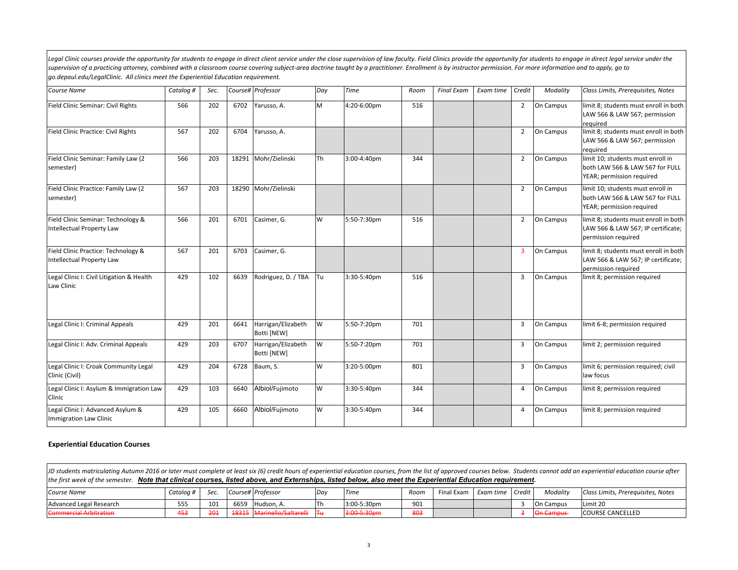*Legal Clinic courses provide the opportunity for students to engage in direct client service under the close supervision of law faculty. Field Clinics provide the opportunity for students to engage in direct legal service under the supervision of a practicing attorney, combined with a classroom course covering subject-area doctrine taught by a practitioner. Enrollment is by instructor permission. For more information and to apply, go to go.depaul.edu/LegalClinic. All clinics meet the Experiential Education requirement.*

| *Course Name* | *Catalog #* | *Sec.* | *Course#* | *Professor* | *Day* | *Time* | *Room* | *Final Exam* | *Exam time* | *Credit* | *Modality* | *Class Limits, Prerequisites, Notes* |
|---|---|---|---|---|---|---|---|---|---|---|---|---|
| Field Clinic Seminar: Civil Rights | 566 | 202 | 6702 | Yarusso, A. | M | 4:20-6:00pm | 516 | | | 2 | On Campus | limit 8; students must enroll in both LAW 566 & LAW 567; permission required |
| Field Clinic Practice: Civil Rights | 567 | 202 | 6704 | Yarusso, A. | | | | | | 2 | On Campus | limit 8; students must enroll in both LAW 566 & LAW 567; permission required |
| Field Clinic Seminar: Family Law (2 semester) | 566 | 203 | 18291 | Mohr/Zielinski | Th | 3:00-4:40pm | 344 | | | 2 | On Campus | limit 10; students must enroll in both LAW 566 & LAW 567 for FULL YEAR; permission required |
| Field Clinic Practice: Family Law (2 semester) | 567 | 203 | 18290 | Mohr/Zielinski | | | | | | 2 | On Campus | limit 10; students must enroll in both LAW 566 & LAW 567 for FULL YEAR; permission required |
| Field Clinic Seminar: Technology & Intellectual Property Law | 566 | 201 | 6701 | Casimer, G. | W | 5:50-7:30pm | 516 | | | 2 | On Campus | limit 8; students must enroll in both LAW 566 & LAW 567; IP certificate; permission required |
| Field Clinic Practice: Technology & Intellectual Property Law | 567 | 201 | 6703 | Casimer, G. | | | | | | 3 | On Campus | limit 8; students must enroll in both LAW 566 & LAW 567; IP certificate; permission required |
| Legal Clinic I: Civil Litigation & Health Law Clinic | 429 | 102 | 6639 | Rodriguez, D. / TBA | Tu | 3:30-5:40pm | 516 | | | 3 | On Campus | limit 8; permission required |
| Legal Clinic I: Criminal Appeals | 429 | 201 | 6641 | Harrigan/Elizabeth Botti [NEW] | W | 5:50-7:20pm | 701 | | | 3 | On Campus | limit 6-8; permission required |
| Legal Clinic I: Adv. Criminal Appeals | 429 | 203 | 6707 | Harrigan/Elizabeth Botti [NEW] | W | 5:50-7:20pm | 701 | | | 3 | On Campus | limit 2; permission required |
| Legal Clinic I: Croak Community Legal Clinic (Civil) | 429 | 204 | 6728 | Baum, S. | W | 3:20-5:00pm | 801 | | | 3 | On Campus | limit 6; permission required; civil law focus |
| Legal Clinic I: Asylum & Immigration Law Clinic | 429 | 103 | 6640 | Albiol/Fujimoto | W | 3:30-5:40pm | 344 | | | 4 | On Campus | limit 8; permission required |
| Legal Clinic I: Advanced Asylum & Immigration Law Clinic | 429 | 105 | 6660 | Albiol/Fujimoto | W | 3:30-5:40pm | 344 | | | 4 | On Campus | limit 8; permission required |

## Experiential Education Courses

*JD students matriculating Autumn 2016 or later must complete at least six (6) credit hours of experiential education courses, from the list of approved courses below. Students cannot add an experiential education course after the first week of the semester.* ***Note that clinical courses, listed above, and Externships, listed below, also meet the Experiential Education requirement.***

| *Course Name* | *Catalog #* | *Sec.* | *Course#* | *Professor* | *Day* | *Time* | *Room* | Final Exam | *Exam time* | *Credit* | *Modality* | *Class Limits, Prerequisites, Notes* |
|---|---|---|---|---|---|---|---|---|---|---|---|---|
| Advanced Legal Research | 555 | 101 | 6659 | Hudson, A. | Th | 3:00-5:30pm | 901 | | | 3 | On Campus | Limit 20 |
| ~~Commercial Arbitration~~ | ~~453~~ | ~~201~~ | ~~18315~~ | ~~Marinello/Saltarelli~~ | ~~Tu~~ | ~~3:00-5:30pm~~ | ~~803~~ | | | ~~3~~ | ~~On Campus~~ | COURSE CANCELLED |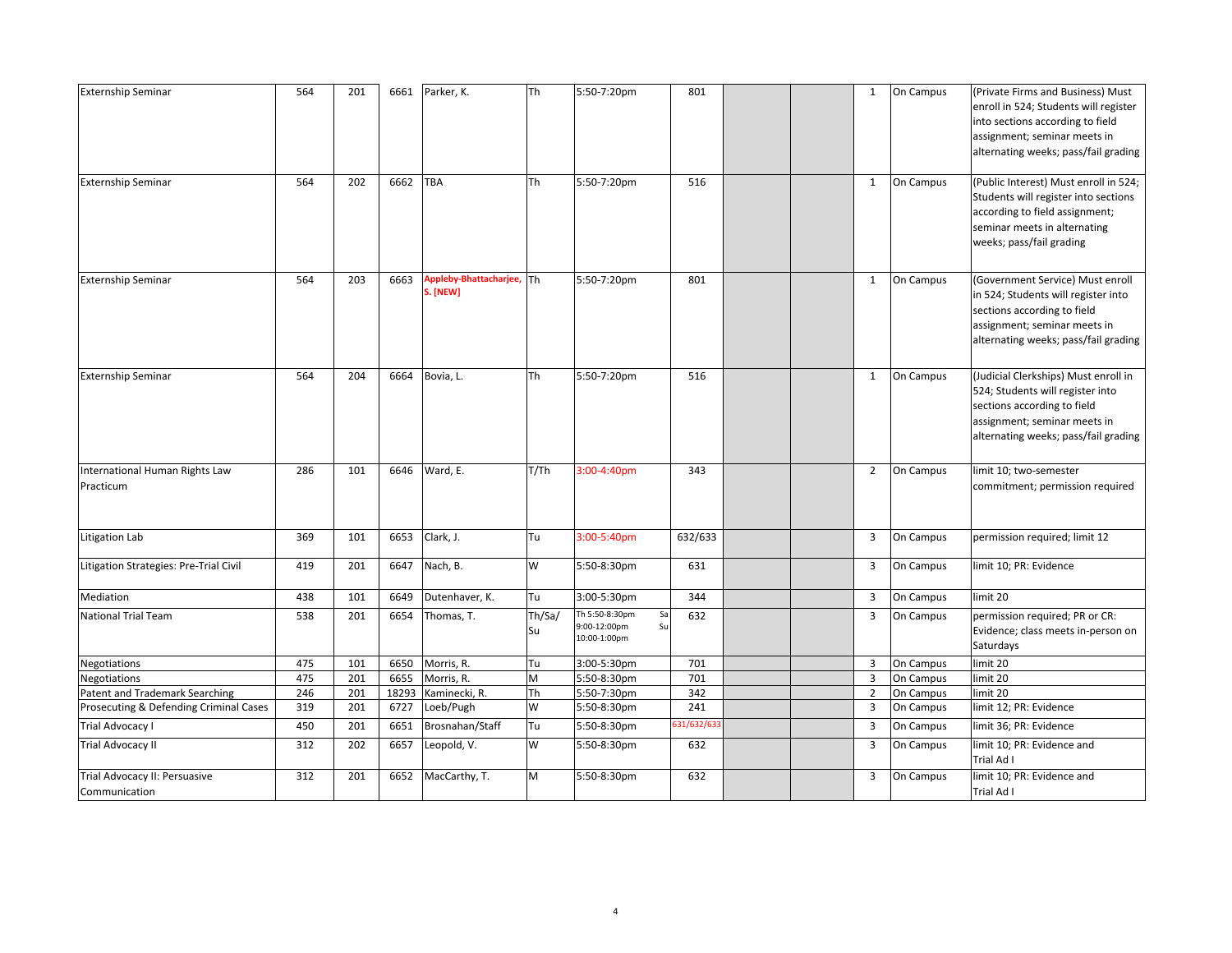| | | | | | | | | | | | | |
|---|---|---|---|---|---|---|---|---|---|---|---|---|
| Externship Seminar | 564 | 201 | 6661 | Parker, K. | Th | 5:50-7:20pm | 801 | | | 1 | On Campus | (Private Firms and Business) Must enroll in 524; Students will register into sections according to field assignment; seminar meets in alternating weeks; pass/fail grading |
| Externship Seminar | 564 | 202 | 6662 | TBA | Th | 5:50-7:20pm | 516 | | | 1 | On Campus | (Public Interest) Must enroll in 524; Students will register into sections according to field assignment; seminar meets in alternating weeks; pass/fail grading |
| Externship Seminar | 564 | 203 | 6663 | **Appleby-Bhattacharjee, S. [NEW]** | Th | 5:50-7:20pm | 801 | | | 1 | On Campus | (Government Service) Must enroll in 524; Students will register into sections according to field assignment; seminar meets in alternating weeks; pass/fail grading |
| Externship Seminar | 564 | 204 | 6664 | Bovia, L. | Th | 5:50-7:20pm | 516 | | | 1 | On Campus | (Judicial Clerkships) Must enroll in 524; Students will register into sections according to field assignment; seminar meets in alternating weeks; pass/fail grading |
| International Human Rights Law Practicum | 286 | 101 | 6646 | Ward, E. | T/Th | 3:00-4:40pm | 343 | | | 2 | On Campus | limit 10; two-semester commitment; permission required |
| Litigation Lab | 369 | 101 | 6653 | Clark, J. | Tu | 3:00-5:40pm | 632/633 | | | 3 | On Campus | permission required; limit 12 |
| Litigation Strategies: Pre-Trial Civil | 419 | 201 | 6647 | Nach, B. | W | 5:50-8:30pm | 631 | | | 3 | On Campus | limit 10; PR: Evidence |
| Mediation | 438 | 101 | 6649 | Dutenhaver, K. | Tu | 3:00-5:30pm | 344 | | | 3 | On Campus | limit 20 |
| National Trial Team | 538 | 201 | 6654 | Thomas, T. | Th/Sa/Su | Th 5:50-8:30pm Sa 9:00-12:00pm Su 10:00-1:00pm | 632 | | | 3 | On Campus | permission required; PR or CR: Evidence; class meets in-person on Saturdays |
| Negotiations | 475 | 101 | 6650 | Morris, R. | Tu | 3:00-5:30pm | 701 | | | 3 | On Campus | limit 20 |
| Negotiations | 475 | 201 | 6655 | Morris, R. | M | 5:50-8:30pm | 701 | | | 3 | On Campus | limit 20 |
| Patent and Trademark Searching | 246 | 201 | 18293 | Kaminecki, R. | Th | 5:50-7:30pm | 342 | | | 2 | On Campus | limit 20 |
| Prosecuting & Defending Criminal Cases | 319 | 201 | 6727 | Loeb/Pugh | W | 5:50-8:30pm | 241 | | | 3 | On Campus | limit 12; PR: Evidence |
| Trial Advocacy I | 450 | 201 | 6651 | Brosnahan/Staff | Tu | 5:50-8:30pm | 631/632/633 | | | 3 | On Campus | limit 36; PR: Evidence |
| Trial Advocacy II | 312 | 202 | 6657 | Leopold, V. | W | 5:50-8:30pm | 632 | | | 3 | On Campus | limit 10; PR: Evidence and Trial Ad I |
| Trial Advocacy II: Persuasive Communication | 312 | 201 | 6652 | MacCarthy, T. | M | 5:50-8:30pm | 632 | | | 3 | On Campus | limit 10; PR: Evidence and Trial Ad I |